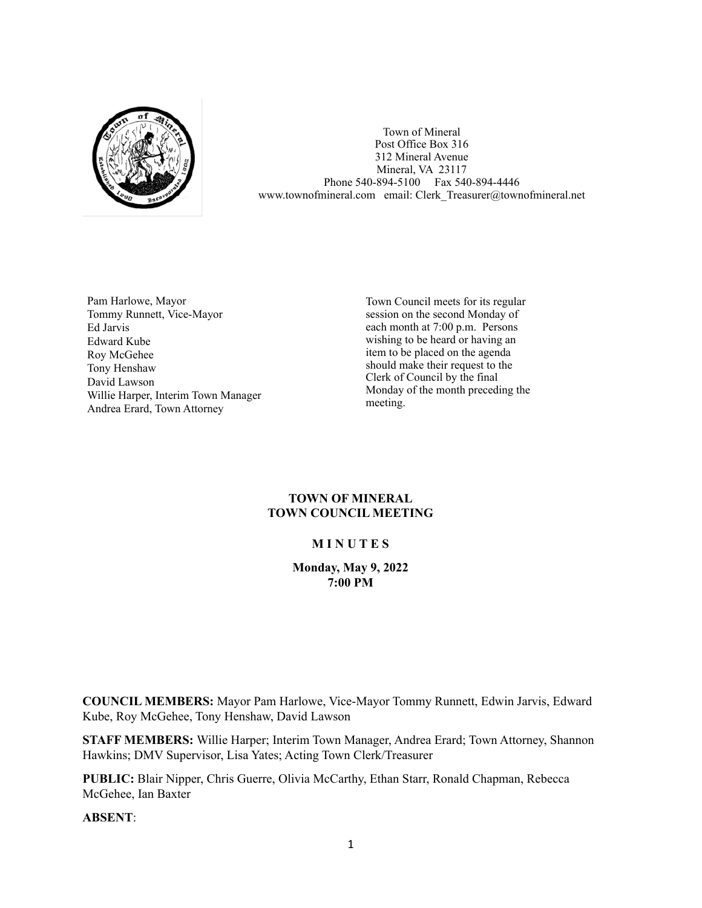Town of Mineral
Post Office Box 316
312 Mineral Avenue
Mineral, VA 23117
Phone 540-894-5100 Fax 540-894-4446
www.townofmineral.com email: Clerk_Treasurer@townofmineral.net

Pam Harlowe, Mayor
Tommy Runnett, Vice-Mayor
Ed Jarvis
Edward Kube
Roy McGehee
Tony Henshaw
David Lawson
Willie Harper, Interim Town Manager
Andrea Erard, Town Attorney

Town Council meets for its regular session on the second Monday of each month at 7:00 p.m. Persons wishing to be heard or having an item to be placed on the agenda should make their request to the Clerk of Council by the final Monday of the month preceding the meeting.

**TOWN OF MINERAL**
**TOWN COUNCIL MEETING**

**M I N U T E S**

**Monday, May 9, 2022**
**7:00 PM**

**COUNCIL MEMBERS:** Mayor Pam Harlowe, Vice-Mayor Tommy Runnett, Edwin Jarvis, Edward Kube, Roy McGehee, Tony Henshaw, David Lawson

**STAFF MEMBERS:** Willie Harper; Interim Town Manager, Andrea Erard; Town Attorney, Shannon Hawkins; DMV Supervisor, Lisa Yates; Acting Town Clerk/Treasurer

**PUBLIC:** Blair Nipper, Chris Guerre, Olivia McCarthy, Ethan Starr, Ronald Chapman, Rebecca McGehee, Ian Baxter

**ABSENT**: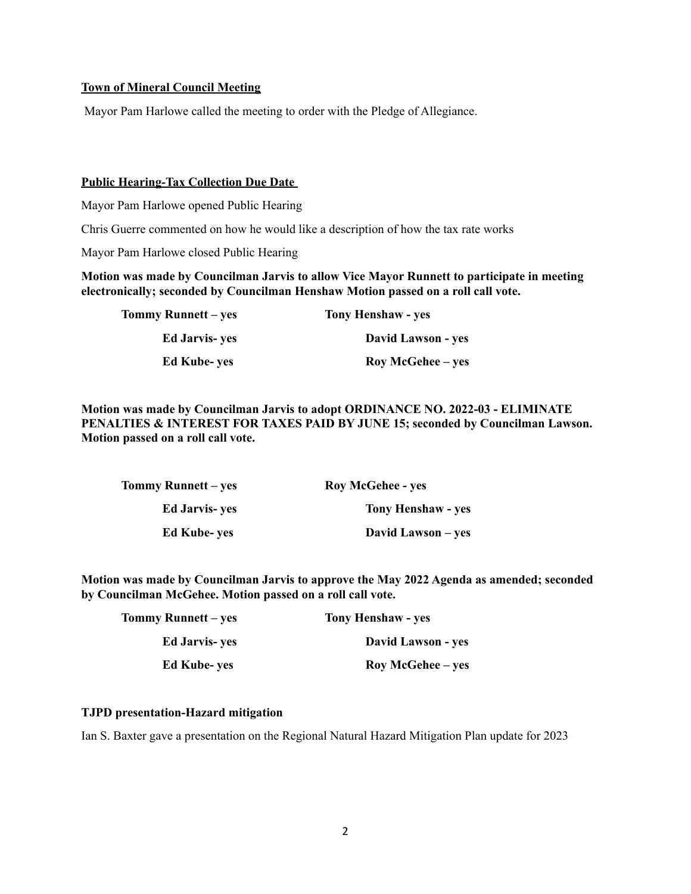**Town of Mineral Council Meeting**

Mayor Pam Harlowe called the meeting to order with the Pledge of Allegiance.

**Public Hearing-Tax Collection Due Date**

Mayor Pam Harlowe opened Public Hearing

Chris Guerre commented on how he would like a description of how the tax rate works

Mayor Pam Harlowe closed Public Hearing

**Motion was made by Councilman Jarvis to allow Vice Mayor Runnett to participate in meeting electronically; seconded by Councilman Henshaw Motion passed on a roll call vote.**

| | |
|---|---|
| **Tommy Runnett – yes** | **Tony Henshaw - yes** |
| **Ed Jarvis- yes** | **David Lawson - yes** |
| **Ed Kube- yes** | **Roy McGehee – yes** |

**Motion was made by Councilman Jarvis to adopt ORDINANCE NO. 2022-03 - ELIMINATE PENALTIES & INTEREST FOR TAXES PAID BY JUNE 15; seconded by Councilman Lawson. Motion passed on a roll call vote.**

| | |
|---|---|
| **Tommy Runnett – yes** | **Roy McGehee - yes** |
| **Ed Jarvis- yes** | **Tony Henshaw - yes** |
| **Ed Kube- yes** | **David Lawson – yes** |

**Motion was made by Councilman Jarvis to approve the May 2022 Agenda as amended; seconded by Councilman McGehee. Motion passed on a roll call vote.**

| | |
|---|---|
| **Tommy Runnett – yes** | **Tony Henshaw - yes** |
| **Ed Jarvis- yes** | **David Lawson - yes** |
| **Ed Kube- yes** | **Roy McGehee – yes** |

**TJPD presentation-Hazard mitigation**

Ian S. Baxter gave a presentation on the Regional Natural Hazard Mitigation Plan update for 2023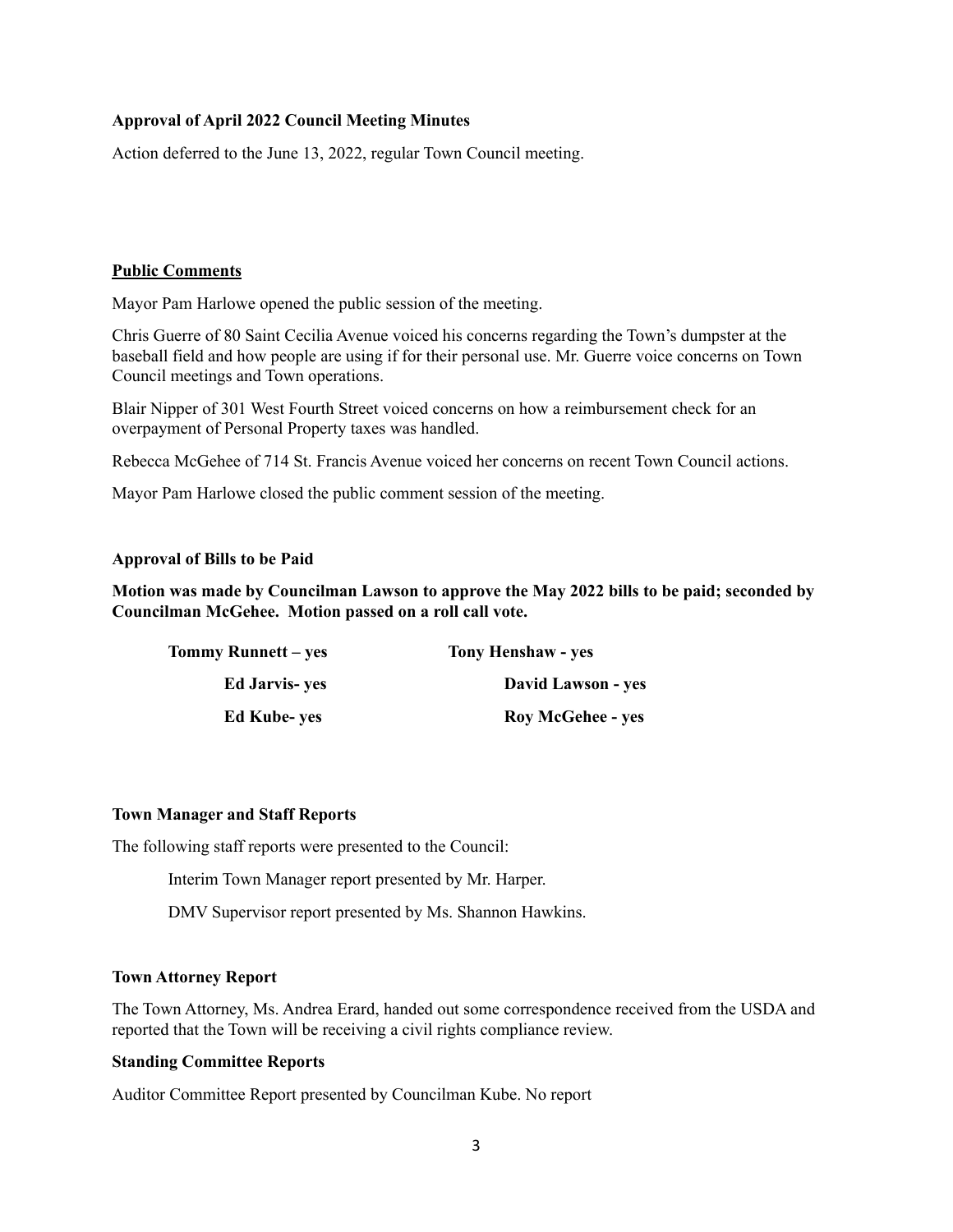**Approval of April 2022 Council Meeting Minutes**

Action deferred to the June 13, 2022, regular Town Council meeting.

**<u>Public Comments</u>**

Mayor Pam Harlowe opened the public session of the meeting.

Chris Guerre of 80 Saint Cecilia Avenue voiced his concerns regarding the Town's dumpster at the baseball field and how people are using if for their personal use. Mr. Guerre voice concerns on Town Council meetings and Town operations.

Blair Nipper of 301 West Fourth Street voiced concerns on how a reimbursement check for an overpayment of Personal Property taxes was handled.

Rebecca McGehee of 714 St. Francis Avenue voiced her concerns on recent Town Council actions.

Mayor Pam Harlowe closed the public comment session of the meeting.

**Approval of Bills to be Paid**

**Motion was made by Councilman Lawson to approve the May 2022 bills to be paid; seconded by Councilman McGehee. Motion passed on a roll call vote.**

**Tommy Runnett – yes** | **Tony Henshaw - yes**

**Ed Jarvis- yes** | **David Lawson - yes**

**Ed Kube- yes** | **Roy McGehee - yes**

**Town Manager and Staff Reports**

The following staff reports were presented to the Council:

Interim Town Manager report presented by Mr. Harper.

DMV Supervisor report presented by Ms. Shannon Hawkins.

**Town Attorney Report**

The Town Attorney, Ms. Andrea Erard, handed out some correspondence received from the USDA and reported that the Town will be receiving a civil rights compliance review.

**Standing Committee Reports**

Auditor Committee Report presented by Councilman Kube. No report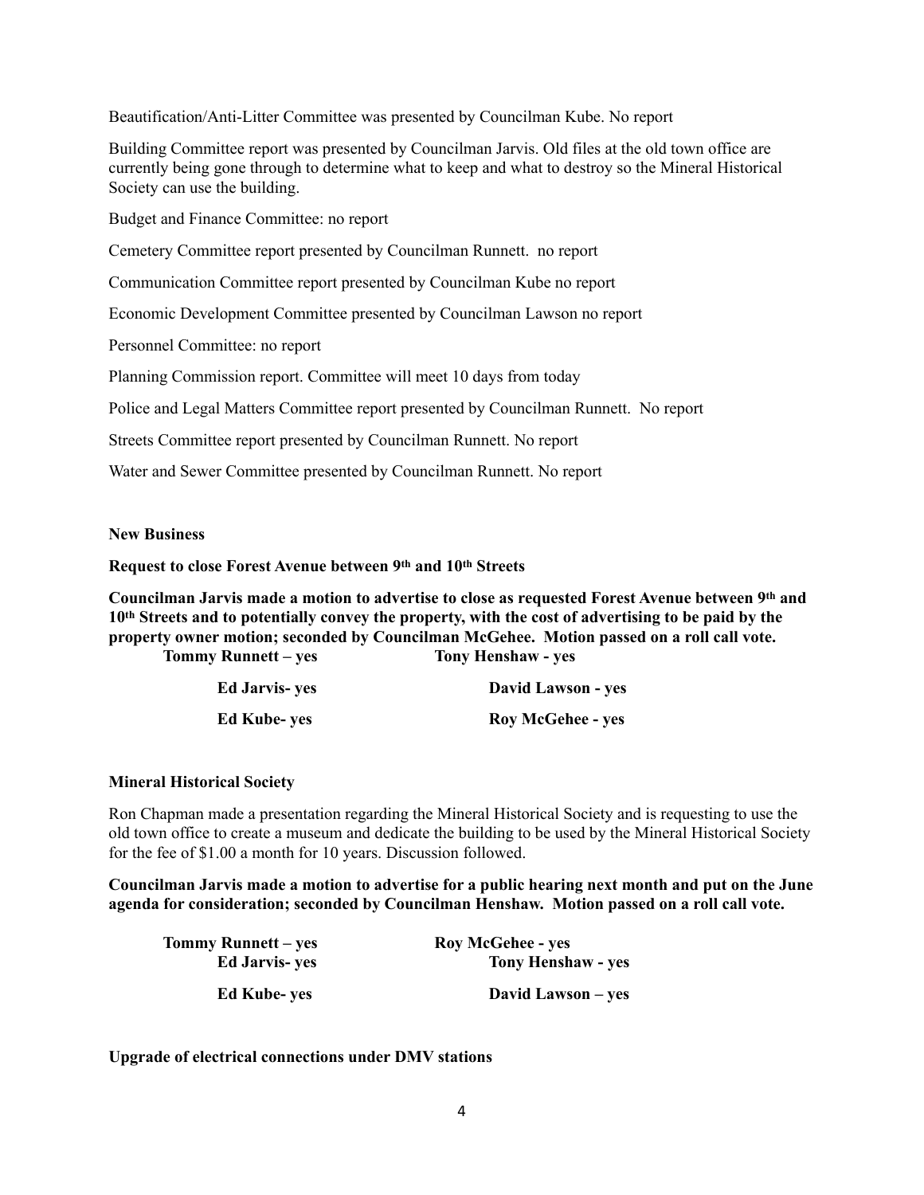Beautification/Anti-Litter Committee was presented by Councilman Kube. No report

Building Committee report was presented by Councilman Jarvis. Old files at the old town office are currently being gone through to determine what to keep and what to destroy so the Mineral Historical Society can use the building.

Budget and Finance Committee: no report

Cemetery Committee report presented by Councilman Runnett. no report

Communication Committee report presented by Councilman Kube no report

Economic Development Committee presented by Councilman Lawson no report

Personnel Committee: no report

Planning Commission report. Committee will meet 10 days from today

Police and Legal Matters Committee report presented by Councilman Runnett. No report

Streets Committee report presented by Councilman Runnett. No report

Water and Sewer Committee presented by Councilman Runnett. No report

**New Business**

**Request to close Forest Avenue between 9th and 10th Streets**

**Councilman Jarvis made a motion to advertise to close as requested Forest Avenue between 9th and 10th Streets and to potentially convey the property, with the cost of advertising to be paid by the property owner motion; seconded by Councilman McGehee. Motion passed on a roll call vote.**

**Tommy Runnett – yes** **Tony Henshaw - yes**

**Ed Jarvis- yes** **David Lawson - yes**

**Ed Kube- yes** **Roy McGehee - yes**

**Mineral Historical Society**

Ron Chapman made a presentation regarding the Mineral Historical Society and is requesting to use the old town office to create a museum and dedicate the building to be used by the Mineral Historical Society for the fee of $1.00 a month for 10 years. Discussion followed.

**Councilman Jarvis made a motion to advertise for a public hearing next month and put on the June agenda for consideration; seconded by Councilman Henshaw. Motion passed on a roll call vote.**

**Tommy Runnett – yes** **Roy McGehee - yes**

**Ed Jarvis- yes** **Tony Henshaw - yes**

**Ed Kube- yes** **David Lawson – yes**

**Upgrade of electrical connections under DMV stations**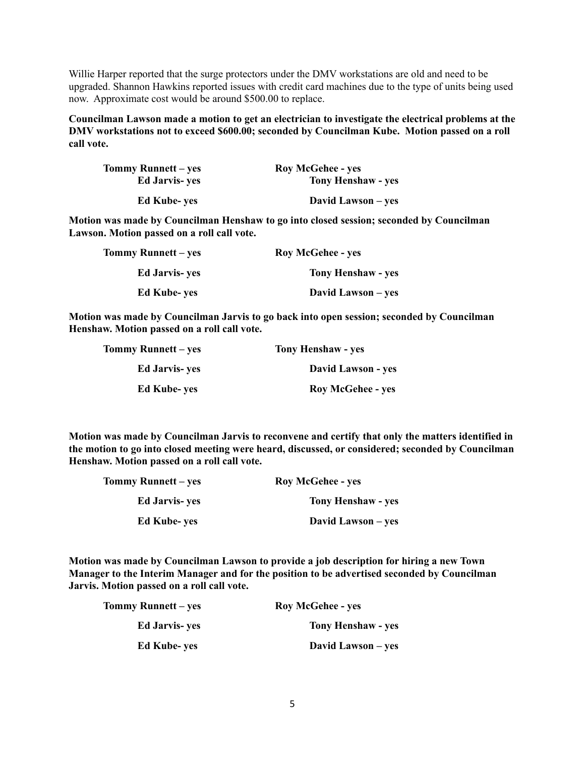Willie Harper reported that the surge protectors under the DMV workstations are old and need to be upgraded. Shannon Hawkins reported issues with credit card machines due to the type of units being used now. Approximate cost would be around $500.00 to replace.

**Councilman Lawson made a motion to get an electrician to investigate the electrical problems at the DMV workstations not to exceed $600.00; seconded by Councilman Kube. Motion passed on a roll call vote.**

| | |
|---|---|
| **Tommy Runnett – yes** | **Roy McGehee - yes** |
| **Ed Jarvis- yes** | **Tony Henshaw - yes** |
| **Ed Kube- yes** | **David Lawson – yes** |

**Motion was made by Councilman Henshaw to go into closed session; seconded by Councilman Lawson. Motion passed on a roll call vote.**

| | |
|---|---|
| **Tommy Runnett – yes** | **Roy McGehee - yes** |
| **Ed Jarvis- yes** | **Tony Henshaw - yes** |
| **Ed Kube- yes** | **David Lawson – yes** |

**Motion was made by Councilman Jarvis to go back into open session; seconded by Councilman Henshaw. Motion passed on a roll call vote.**

| | |
|---|---|
| **Tommy Runnett – yes** | **Tony Henshaw - yes** |
| **Ed Jarvis- yes** | **David Lawson - yes** |
| **Ed Kube- yes** | **Roy McGehee - yes** |

**Motion was made by Councilman Jarvis to reconvene and certify that only the matters identified in the motion to go into closed meeting were heard, discussed, or considered; seconded by Councilman Henshaw. Motion passed on a roll call vote.**

| | |
|---|---|
| **Tommy Runnett – yes** | **Roy McGehee - yes** |
| **Ed Jarvis- yes** | **Tony Henshaw - yes** |
| **Ed Kube- yes** | **David Lawson – yes** |

**Motion was made by Councilman Lawson to provide a job description for hiring a new Town Manager to the Interim Manager and for the position to be advertised seconded by Councilman Jarvis. Motion passed on a roll call vote.**

| | |
|---|---|
| **Tommy Runnett – yes** | **Roy McGehee - yes** |
| **Ed Jarvis- yes** | **Tony Henshaw - yes** |
| **Ed Kube- yes** | **David Lawson – yes** |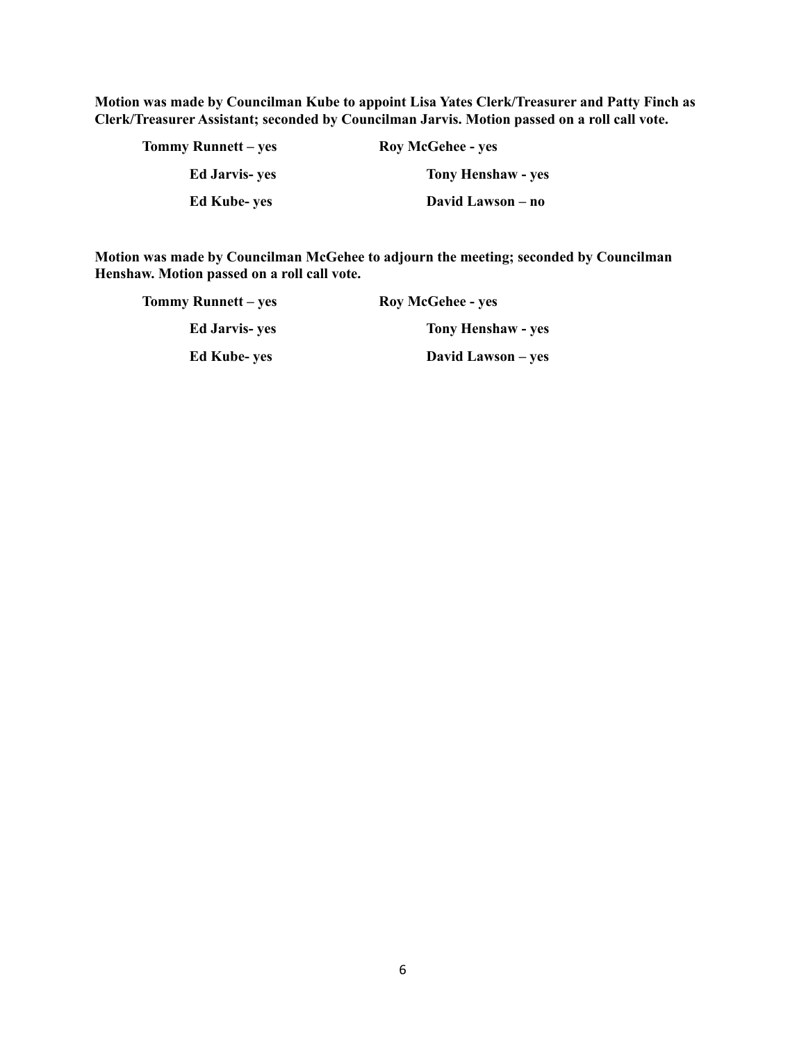**Motion was made by Councilman Kube to appoint Lisa Yates Clerk/Treasurer and Patty Finch as Clerk/Treasurer Assistant; seconded by Councilman Jarvis. Motion passed on a roll call vote.**

| | |
|---|---|
| **Tommy Runnett – yes** | **Roy McGehee - yes** |
| **Ed Jarvis- yes** | **Tony Henshaw - yes** |
| **Ed Kube- yes** | **David Lawson – no** |

**Motion was made by Councilman McGehee to adjourn the meeting; seconded by Councilman Henshaw. Motion passed on a roll call vote.**

| | |
|---|---|
| **Tommy Runnett – yes** | **Roy McGehee - yes** |
| **Ed Jarvis- yes** | **Tony Henshaw - yes** |
| **Ed Kube- yes** | **David Lawson – yes** |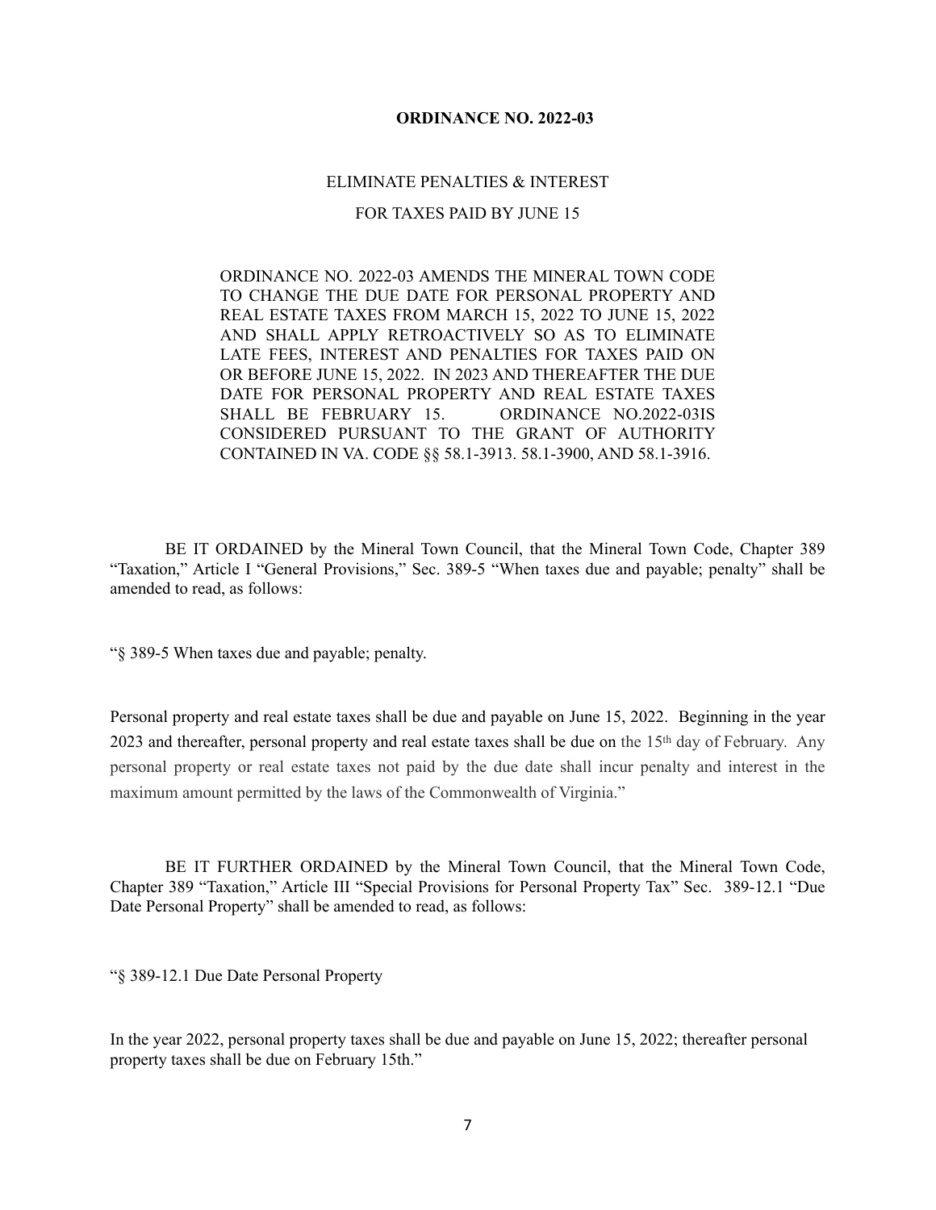**ORDINANCE NO. 2022-03**

ELIMINATE PENALTIES & INTEREST

FOR TAXES PAID BY JUNE 15

ORDINANCE NO. 2022-03 AMENDS THE MINERAL TOWN CODE TO CHANGE THE DUE DATE FOR PERSONAL PROPERTY AND REAL ESTATE TAXES FROM MARCH 15, 2022 TO JUNE 15, 2022 AND SHALL APPLY RETROACTIVELY SO AS TO ELIMINATE LATE FEES, INTEREST AND PENALTIES FOR TAXES PAID ON OR BEFORE JUNE 15, 2022. IN 2023 AND THEREAFTER THE DUE DATE FOR PERSONAL PROPERTY AND REAL ESTATE TAXES SHALL BE FEBRUARY 15. ORDINANCE NO.2022-03IS CONSIDERED PURSUANT TO THE GRANT OF AUTHORITY CONTAINED IN VA. CODE §§ 58.1-3913. 58.1-3900, AND 58.1-3916.

BE IT ORDAINED by the Mineral Town Council, that the Mineral Town Code, Chapter 389 "Taxation," Article I "General Provisions," Sec. 389-5 "When taxes due and payable; penalty" shall be amended to read, as follows:

"§ 389-5 When taxes due and payable; penalty.

Personal property and real estate taxes shall be due and payable on June 15, 2022. Beginning in the year 2023 and thereafter, personal property and real estate taxes shall be due on the 15th day of February. Any personal property or real estate taxes not paid by the due date shall incur penalty and interest in the maximum amount permitted by the laws of the Commonwealth of Virginia."

BE IT FURTHER ORDAINED by the Mineral Town Council, that the Mineral Town Code, Chapter 389 "Taxation," Article III "Special Provisions for Personal Property Tax" Sec. 389-12.1 "Due Date Personal Property" shall be amended to read, as follows:

"§ 389-12.1 Due Date Personal Property

In the year 2022, personal property taxes shall be due and payable on June 15, 2022; thereafter personal property taxes shall be due on February 15th."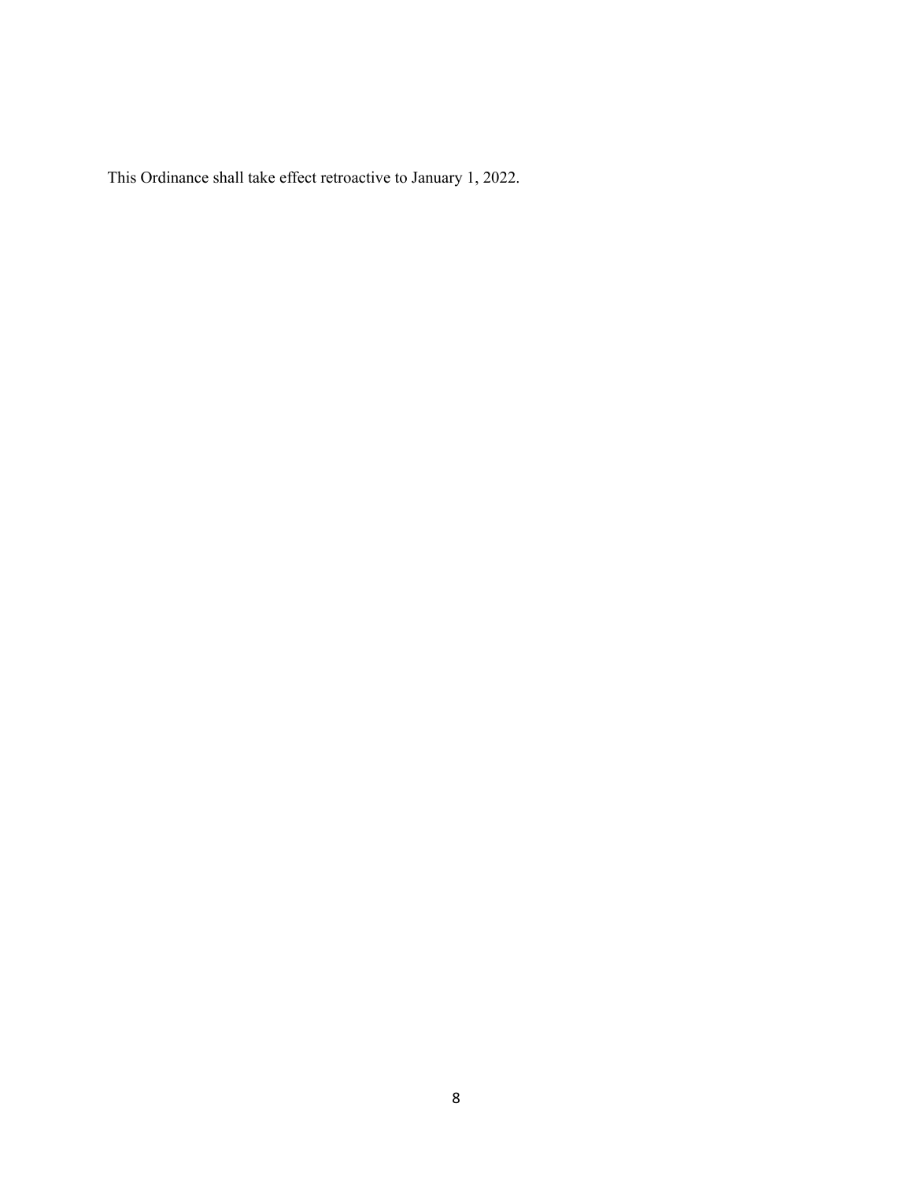This Ordinance shall take effect retroactive to January 1, 2022.